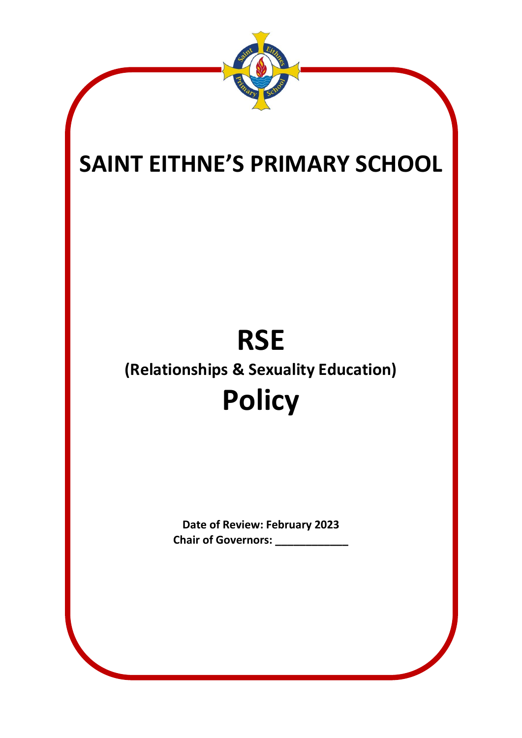# SAINT EITHNE'S PRIMARY SCHOOL

# RSE

## (Relationships & Sexuality Education)

# Policy

**Date of Review: February 2023**
**Chair of Governors: ____________**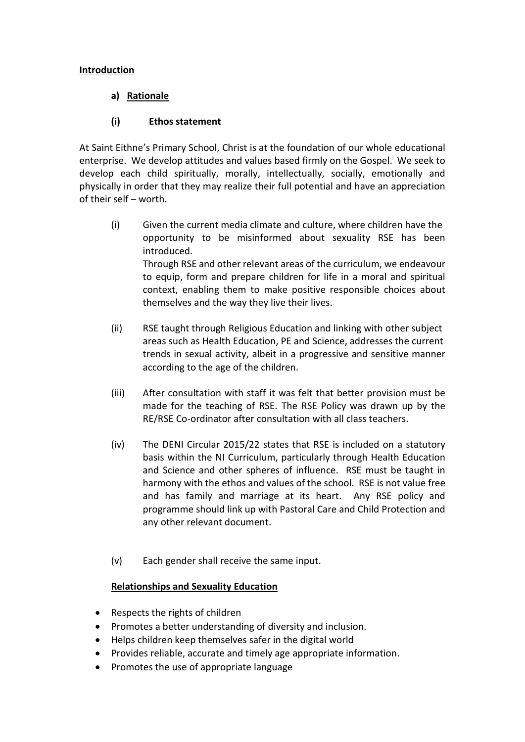## **Introduction**

### a) Rationale

### (i) Ethos statement

At Saint Eithne's Primary School, Christ is at the foundation of our whole educational enterprise. We develop attitudes and values based firmly on the Gospel. We seek to develop each child spiritually, morally, intellectually, socially, emotionally and physically in order that they may realize their full potential and have an appreciation of their self – worth.

(i) Given the current media climate and culture, where children have the opportunity to be misinformed about sexuality RSE has been introduced.
Through RSE and other relevant areas of the curriculum, we endeavour to equip, form and prepare children for life in a moral and spiritual context, enabling them to make positive responsible choices about themselves and the way they live their lives.

(ii) RSE taught through Religious Education and linking with other subject areas such as Health Education, PE and Science, addresses the current trends in sexual activity, albeit in a progressive and sensitive manner according to the age of the children.

(iii) After consultation with staff it was felt that better provision must be made for the teaching of RSE. The RSE Policy was drawn up by the RE/RSE Co-ordinator after consultation with all class teachers.

(iv) The DENI Circular 2015/22 states that RSE is included on a statutory basis within the NI Curriculum, particularly through Health Education and Science and other spheres of influence. RSE must be taught in harmony with the ethos and values of the school. RSE is not value free and has family and marriage at its heart. Any RSE policy and programme should link up with Pastoral Care and Child Protection and any other relevant document.

(v) Each gender shall receive the same input.

**Relationships and Sexuality Education**

- Respects the rights of children
- Promotes a better understanding of diversity and inclusion.
- Helps children keep themselves safer in the digital world
- Provides reliable, accurate and timely age appropriate information.
- Promotes the use of appropriate language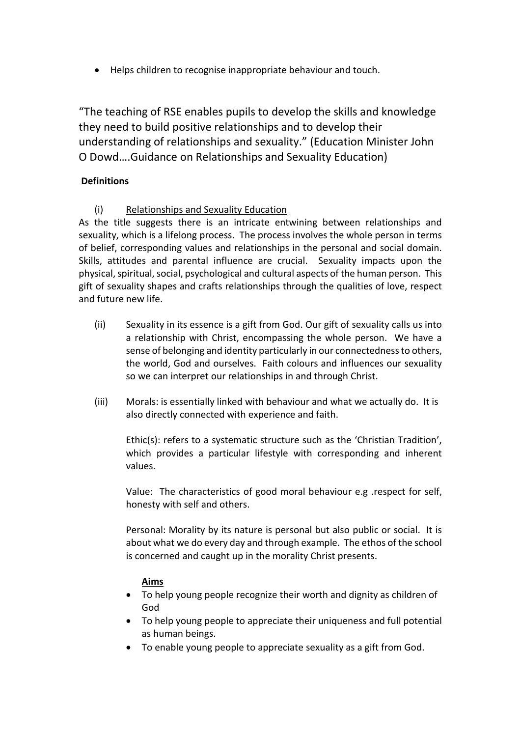- Helps children to recognise inappropriate behaviour and touch.

"The teaching of RSE enables pupils to develop the skills and knowledge they need to build positive relationships and to develop their understanding of relationships and sexuality." (Education Minister John O Dowd….Guidance on Relationships and Sexuality Education)

**Definitions**

(i) Relationships and Sexuality Education

As the title suggests there is an intricate entwining between relationships and sexuality, which is a lifelong process. The process involves the whole person in terms of belief, corresponding values and relationships in the personal and social domain. Skills, attitudes and parental influence are crucial. Sexuality impacts upon the physical, spiritual, social, psychological and cultural aspects of the human person. This gift of sexuality shapes and crafts relationships through the qualities of love, respect and future new life.

(ii) Sexuality in its essence is a gift from God. Our gift of sexuality calls us into a relationship with Christ, encompassing the whole person. We have a sense of belonging and identity particularly in our connectedness to others, the world, God and ourselves. Faith colours and influences our sexuality so we can interpret our relationships in and through Christ.

(iii) Morals: is essentially linked with behaviour and what we actually do. It is also directly connected with experience and faith.

Ethic(s): refers to a systematic structure such as the 'Christian Tradition', which provides a particular lifestyle with corresponding and inherent values.

Value: The characteristics of good moral behaviour e.g .respect for self, honesty with self and others.

Personal: Morality by its nature is personal but also public or social. It is about what we do every day and through example. The ethos of the school is concerned and caught up in the morality Christ presents.

**Aims**

- To help young people recognize their worth and dignity as children of God
- To help young people to appreciate their uniqueness and full potential as human beings.
- To enable young people to appreciate sexuality as a gift from God.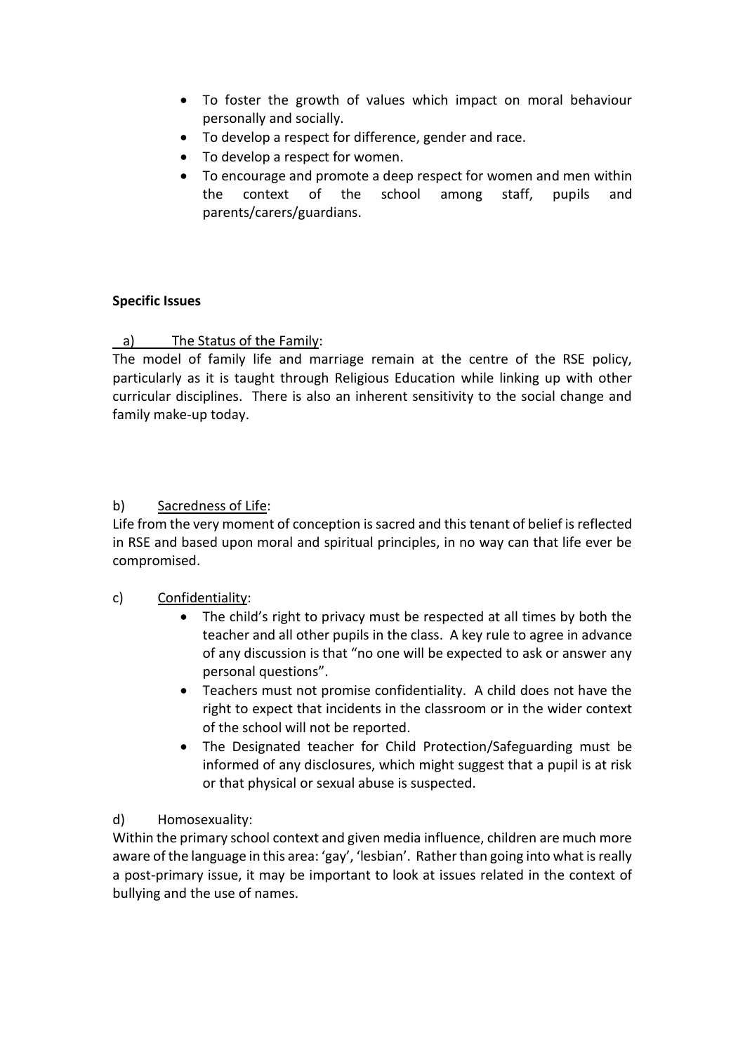- To foster the growth of values which impact on moral behaviour personally and socially.
- To develop a respect for difference, gender and race.
- To develop a respect for women.
- To encourage and promote a deep respect for women and men within the context of the school among staff, pupils and parents/carers/guardians.

**Specific Issues**

a) The Status of the Family:

The model of family life and marriage remain at the centre of the RSE policy, particularly as it is taught through Religious Education while linking up with other curricular disciplines. There is also an inherent sensitivity to the social change and family make-up today.

b) Sacredness of Life:

Life from the very moment of conception is sacred and this tenant of belief is reflected in RSE and based upon moral and spiritual principles, in no way can that life ever be compromised.

c) Confidentiality:

- The child's right to privacy must be respected at all times by both the teacher and all other pupils in the class. A key rule to agree in advance of any discussion is that "no one will be expected to ask or answer any personal questions".
- Teachers must not promise confidentiality. A child does not have the right to expect that incidents in the classroom or in the wider context of the school will not be reported.
- The Designated teacher for Child Protection/Safeguarding must be informed of any disclosures, which might suggest that a pupil is at risk or that physical or sexual abuse is suspected.

d) Homosexuality:

Within the primary school context and given media influence, children are much more aware of the language in this area: 'gay', 'lesbian'. Rather than going into what is really a post-primary issue, it may be important to look at issues related in the context of bullying and the use of names.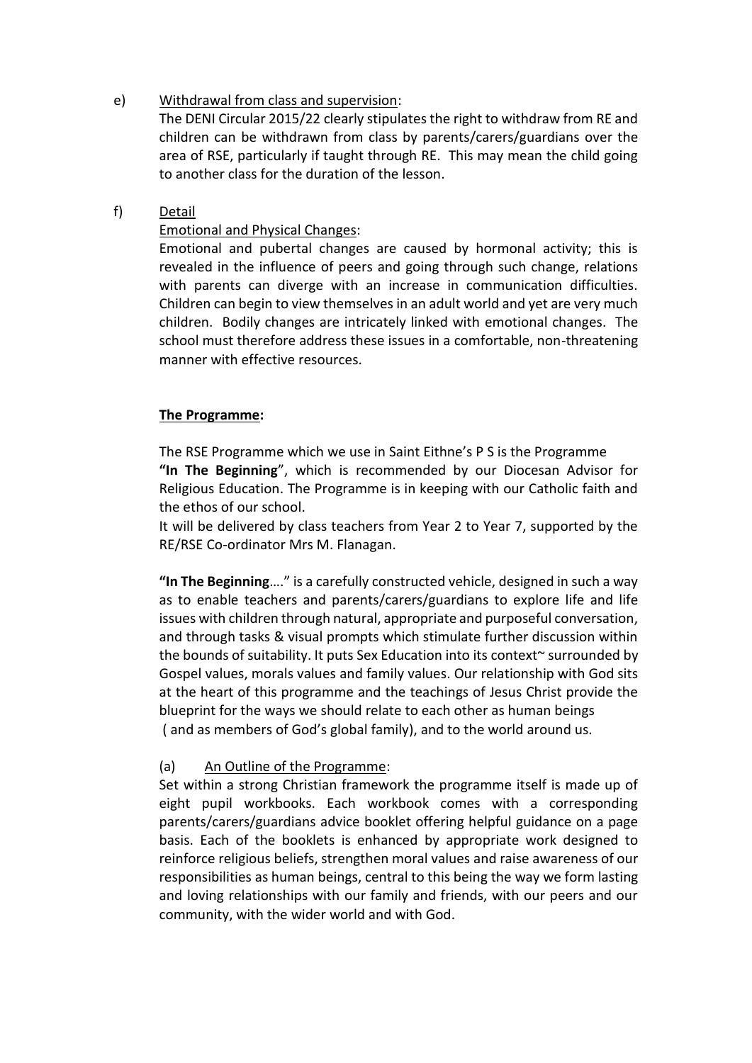e) <u>Withdrawal from class and supervision</u>:

The DENI Circular 2015/22 clearly stipulates the right to withdraw from RE and children can be withdrawn from class by parents/carers/guardians over the area of RSE, particularly if taught through RE. This may mean the child going to another class for the duration of the lesson.

f) <u>Detail</u>

<u>Emotional and Physical Changes</u>:

Emotional and pubertal changes are caused by hormonal activity; this is revealed in the influence of peers and going through such change, relations with parents can diverge with an increase in communication difficulties. Children can begin to view themselves in an adult world and yet are very much children. Bodily changes are intricately linked with emotional changes. The school must therefore address these issues in a comfortable, non-threatening manner with effective resources.

**<u>The Programme</u>:**

The RSE Programme which we use in Saint Eithne's P S is the Programme **"In The Beginning**", which is recommended by our Diocesan Advisor for Religious Education. The Programme is in keeping with our Catholic faith and the ethos of our school.

It will be delivered by class teachers from Year 2 to Year 7, supported by the RE/RSE Co-ordinator Mrs M. Flanagan.

**"In The Beginning**…." is a carefully constructed vehicle, designed in such a way as to enable teachers and parents/carers/guardians to explore life and life issues with children through natural, appropriate and purposeful conversation, and through tasks & visual prompts which stimulate further discussion within the bounds of suitability. It puts Sex Education into its context~ surrounded by Gospel values, morals values and family values. Our relationship with God sits at the heart of this programme and the teachings of Jesus Christ provide the blueprint for the ways we should relate to each other as human beings ( and as members of God's global family), and to the world around us.

(a) <u>An Outline of the Programme</u>:

Set within a strong Christian framework the programme itself is made up of eight pupil workbooks. Each workbook comes with a corresponding parents/carers/guardians advice booklet offering helpful guidance on a page basis. Each of the booklets is enhanced by appropriate work designed to reinforce religious beliefs, strengthen moral values and raise awareness of our responsibilities as human beings, central to this being the way we form lasting and loving relationships with our family and friends, with our peers and our community, with the wider world and with God.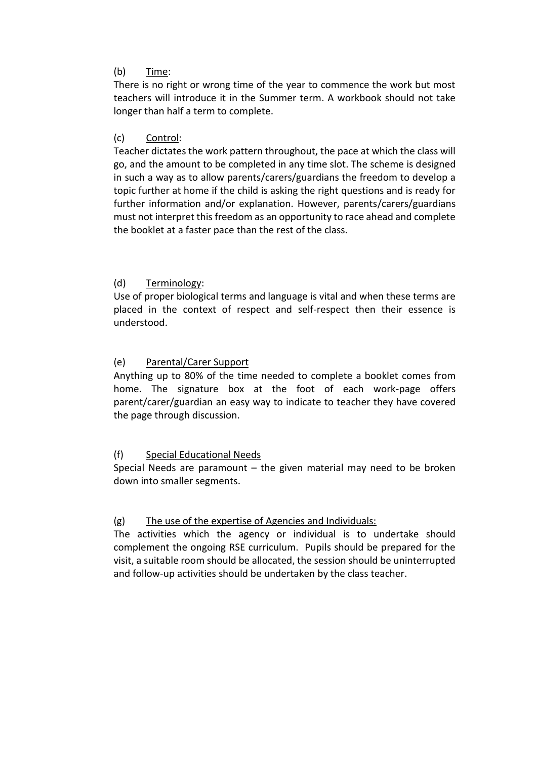(b) Time:

There is no right or wrong time of the year to commence the work but most teachers will introduce it in the Summer term. A workbook should not take longer than half a term to complete.

(c) Control:

Teacher dictates the work pattern throughout, the pace at which the class will go, and the amount to be completed in any time slot. The scheme is designed in such a way as to allow parents/carers/guardians the freedom to develop a topic further at home if the child is asking the right questions and is ready for further information and/or explanation. However, parents/carers/guardians must not interpret this freedom as an opportunity to race ahead and complete the booklet at a faster pace than the rest of the class.

(d) Terminology:

Use of proper biological terms and language is vital and when these terms are placed in the context of respect and self-respect then their essence is understood.

(e) Parental/Carer Support

Anything up to 80% of the time needed to complete a booklet comes from home. The signature box at the foot of each work-page offers parent/carer/guardian an easy way to indicate to teacher they have covered the page through discussion.

(f) Special Educational Needs

Special Needs are paramount – the given material may need to be broken down into smaller segments.

(g) The use of the expertise of Agencies and Individuals:

The activities which the agency or individual is to undertake should complement the ongoing RSE curriculum. Pupils should be prepared for the visit, a suitable room should be allocated, the session should be uninterrupted and follow-up activities should be undertaken by the class teacher.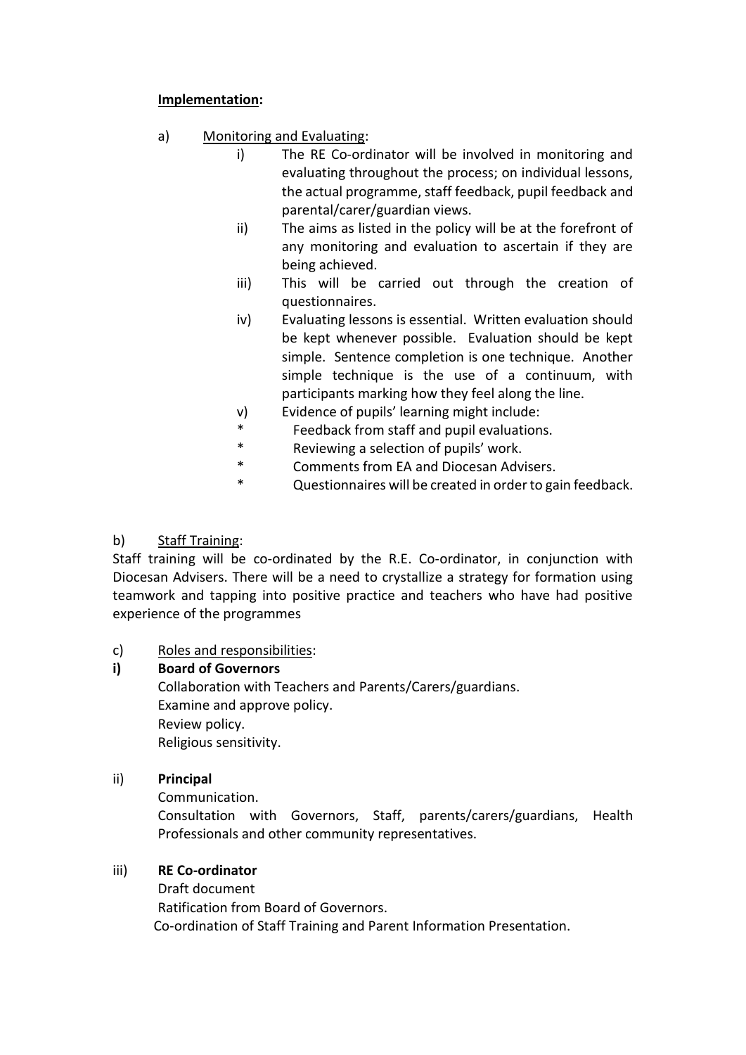**Implementation:**

a) Monitoring and Evaluating:

i) The RE Co-ordinator will be involved in monitoring and evaluating throughout the process; on individual lessons, the actual programme, staff feedback, pupil feedback and parental/carer/guardian views.

ii) The aims as listed in the policy will be at the forefront of any monitoring and evaluation to ascertain if they are being achieved.

iii) This will be carried out through the creation of questionnaires.

iv) Evaluating lessons is essential. Written evaluation should be kept whenever possible. Evaluation should be kept simple. Sentence completion is one technique. Another simple technique is the use of a continuum, with participants marking how they feel along the line.

v) Evidence of pupils' learning might include:

- Feedback from staff and pupil evaluations.
- Reviewing a selection of pupils' work.
- Comments from EA and Diocesan Advisers.
- Questionnaires will be created in order to gain feedback.

b) Staff Training:

Staff training will be co-ordinated by the R.E. Co-ordinator, in conjunction with Diocesan Advisers. There will be a need to crystallize a strategy for formation using teamwork and tapping into positive practice and teachers who have had positive experience of the programmes

c) Roles and responsibilities:

**i) Board of Governors**

Collaboration with Teachers and Parents/Carers/guardians.
Examine and approve policy.
Review policy.
Religious sensitivity.

ii) **Principal**

Communication.
Consultation with Governors, Staff, parents/carers/guardians, Health Professionals and other community representatives.

iii) **RE Co-ordinator**

Draft document
Ratification from Board of Governors.
Co-ordination of Staff Training and Parent Information Presentation.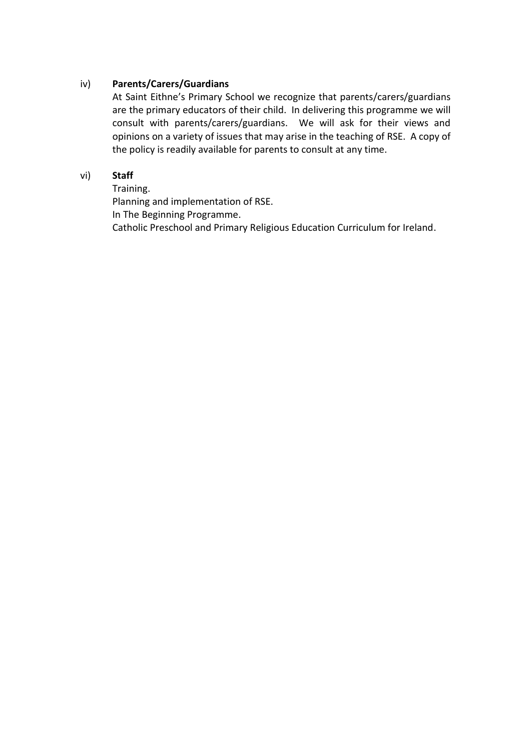iv) **Parents/Carers/Guardians**

At Saint Eithne's Primary School we recognize that parents/carers/guardians are the primary educators of their child. In delivering this programme we will consult with parents/carers/guardians. We will ask for their views and opinions on a variety of issues that may arise in the teaching of RSE. A copy of the policy is readily available for parents to consult at any time.

vi) **Staff**

Training.
Planning and implementation of RSE.
In The Beginning Programme.
Catholic Preschool and Primary Religious Education Curriculum for Ireland.